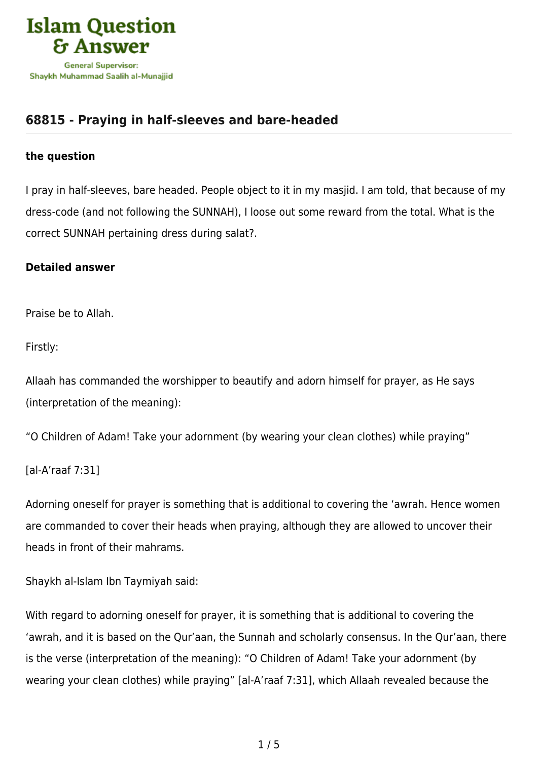## 68815 - Praying in half-sleeves and bare-headed

**the question**

I pray in half-sleeves, bare headed. People object to it in my masjid. I am told, that because of my dress-code (and not following the SUNNAH), I loose out some reward from the total. What is the correct SUNNAH pertaining dress during salat?.

**Detailed answer**

Praise be to Allah.

Firstly:

Allaah has commanded the worshipper to beautify and adorn himself for prayer, as He says (interpretation of the meaning):

"O Children of Adam! Take your adornment (by wearing your clean clothes) while praying"

[al-A'raaf 7:31]

Adorning oneself for prayer is something that is additional to covering the 'awrah. Hence women are commanded to cover their heads when praying, although they are allowed to uncover their heads in front of their mahrams.

Shaykh al-Islam Ibn Taymiyah said:

With regard to adorning oneself for prayer, it is something that is additional to covering the 'awrah, and it is based on the Qur'aan, the Sunnah and scholarly consensus. In the Qur'aan, there is the verse (interpretation of the meaning): "O Children of Adam! Take your adornment (by wearing your clean clothes) while praying" [al-A'raaf 7:31], which Allaah revealed because the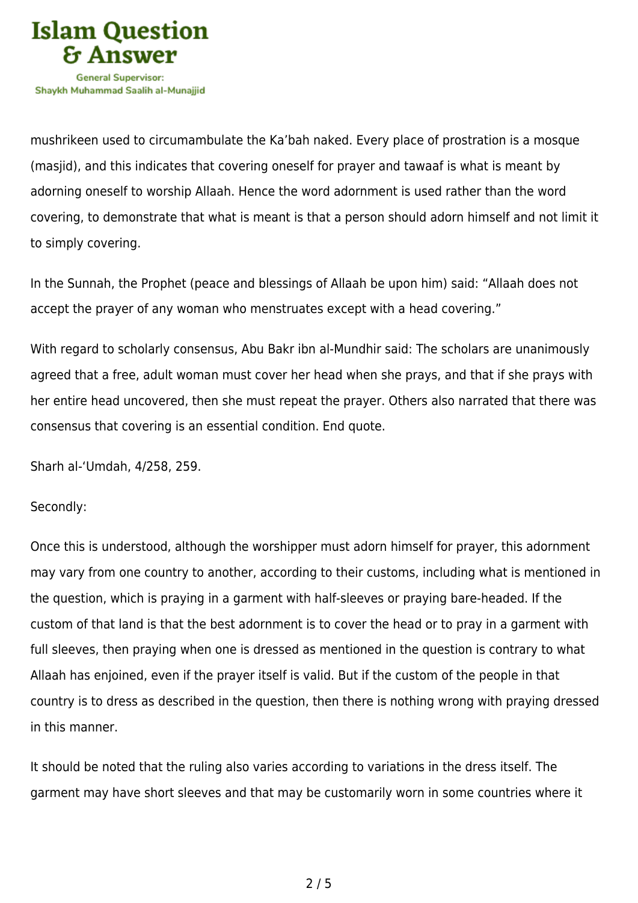mushrikeen used to circumambulate the Ka'bah naked. Every place of prostration is a mosque (masjid), and this indicates that covering oneself for prayer and tawaaf is what is meant by adorning oneself to worship Allaah. Hence the word adornment is used rather than the word covering, to demonstrate that what is meant is that a person should adorn himself and not limit it to simply covering.

In the Sunnah, the Prophet (peace and blessings of Allaah be upon him) said: "Allaah does not accept the prayer of any woman who menstruates except with a head covering."

With regard to scholarly consensus, Abu Bakr ibn al-Mundhir said: The scholars are unanimously agreed that a free, adult woman must cover her head when she prays, and that if she prays with her entire head uncovered, then she must repeat the prayer. Others also narrated that there was consensus that covering is an essential condition. End quote.

Sharh al-'Umdah, 4/258, 259.

Secondly:

Once this is understood, although the worshipper must adorn himself for prayer, this adornment may vary from one country to another, according to their customs, including what is mentioned in the question, which is praying in a garment with half-sleeves or praying bare-headed. If the custom of that land is that the best adornment is to cover the head or to pray in a garment with full sleeves, then praying when one is dressed as mentioned in the question is contrary to what Allaah has enjoined, even if the prayer itself is valid. But if the custom of the people in that country is to dress as described in the question, then there is nothing wrong with praying dressed in this manner.

It should be noted that the ruling also varies according to variations in the dress itself. The garment may have short sleeves and that may be customarily worn in some countries where it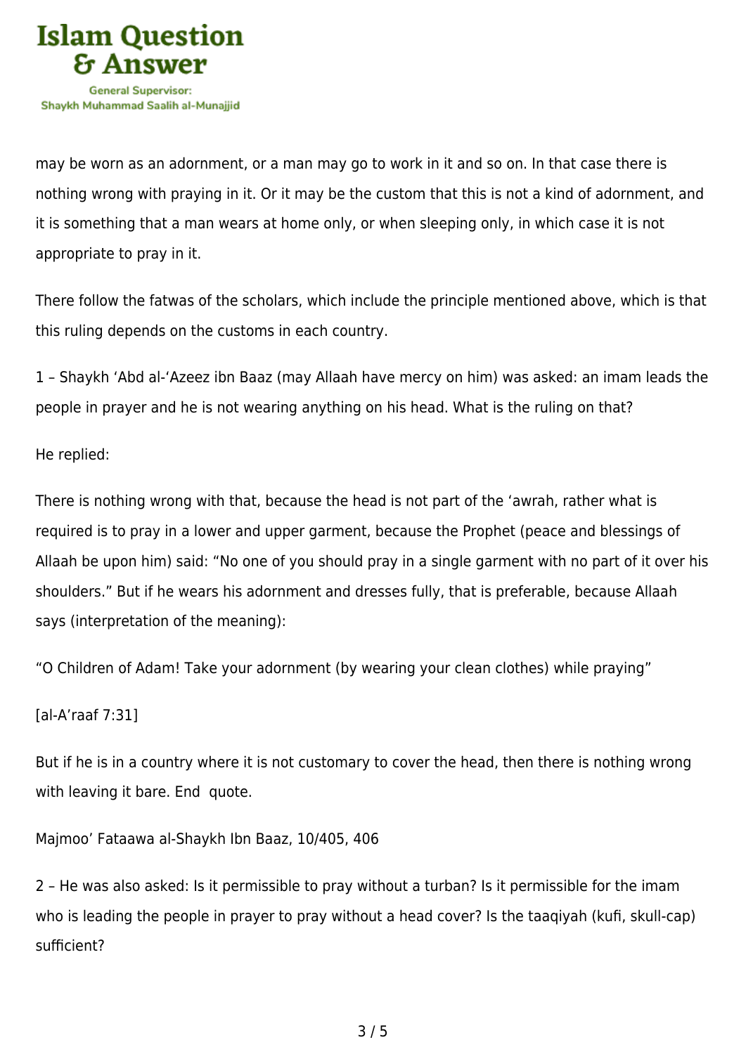may be worn as an adornment, or a man may go to work in it and so on. In that case there is nothing wrong with praying in it. Or it may be the custom that this is not a kind of adornment, and it is something that a man wears at home only, or when sleeping only, in which case it is not appropriate to pray in it.

There follow the fatwas of the scholars, which include the principle mentioned above, which is that this ruling depends on the customs in each country.

1 – Shaykh ‘Abd al-‘Azeez ibn Baaz (may Allaah have mercy on him) was asked: an imam leads the people in prayer and he is not wearing anything on his head. What is the ruling on that?

He replied:

There is nothing wrong with that, because the head is not part of the ‘awrah, rather what is required is to pray in a lower and upper garment, because the Prophet (peace and blessings of Allaah be upon him) said: “No one of you should pray in a single garment with no part of it over his shoulders.” But if he wears his adornment and dresses fully, that is preferable, because Allaah says (interpretation of the meaning):

“O Children of Adam! Take your adornment (by wearing your clean clothes) while praying”

[al-A’raaf 7:31]

But if he is in a country where it is not customary to cover the head, then there is nothing wrong with leaving it bare. End quote.

Majmoo’ Fataawa al-Shaykh Ibn Baaz, 10/405, 406

2 – He was also asked: Is it permissible to pray without a turban? Is it permissible for the imam who is leading the people in prayer to pray without a head cover? Is the taaqiyah (kufi, skull-cap) sufficient?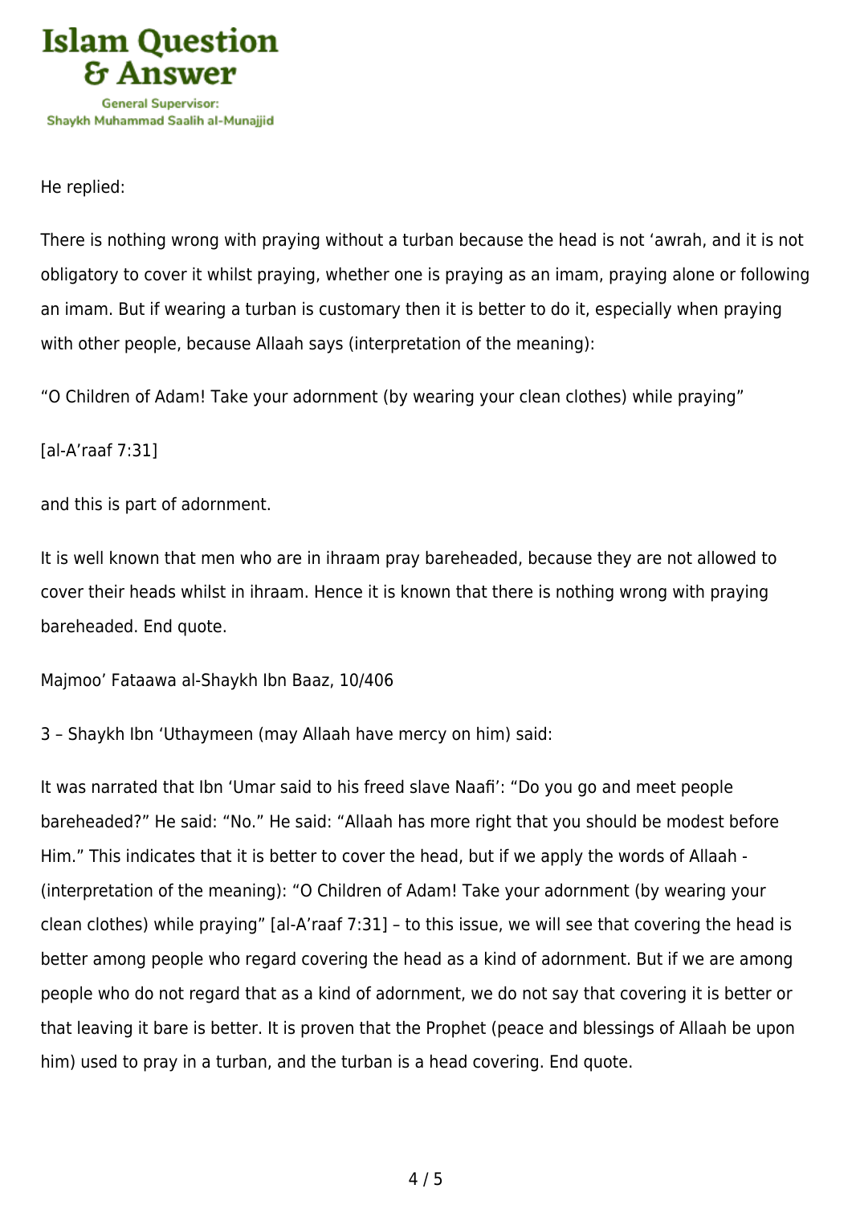He replied:

There is nothing wrong with praying without a turban because the head is not ‘awrah, and it is not obligatory to cover it whilst praying, whether one is praying as an imam, praying alone or following an imam. But if wearing a turban is customary then it is better to do it, especially when praying with other people, because Allaah says (interpretation of the meaning):

“O Children of Adam! Take your adornment (by wearing your clean clothes) while praying”

[al-A’raaf 7:31]

and this is part of adornment.

It is well known that men who are in ihraam pray bareheaded, because they are not allowed to cover their heads whilst in ihraam. Hence it is known that there is nothing wrong with praying bareheaded. End quote.

Majmoo’ Fataawa al-Shaykh Ibn Baaz, 10/406

3 – Shaykh Ibn ‘Uthaymeen (may Allaah have mercy on him) said:

It was narrated that Ibn ‘Umar said to his freed slave Naafi’: “Do you go and meet people bareheaded?” He said: “No.” He said: “Allaah has more right that you should be modest before Him.” This indicates that it is better to cover the head, but if we apply the words of Allaah - (interpretation of the meaning): “O Children of Adam! Take your adornment (by wearing your clean clothes) while praying” [al-A’raaf 7:31] – to this issue, we will see that covering the head is better among people who regard covering the head as a kind of adornment. But if we are among people who do not regard that as a kind of adornment, we do not say that covering it is better or that leaving it bare is better. It is proven that the Prophet (peace and blessings of Allaah be upon him) used to pray in a turban, and the turban is a head covering. End quote.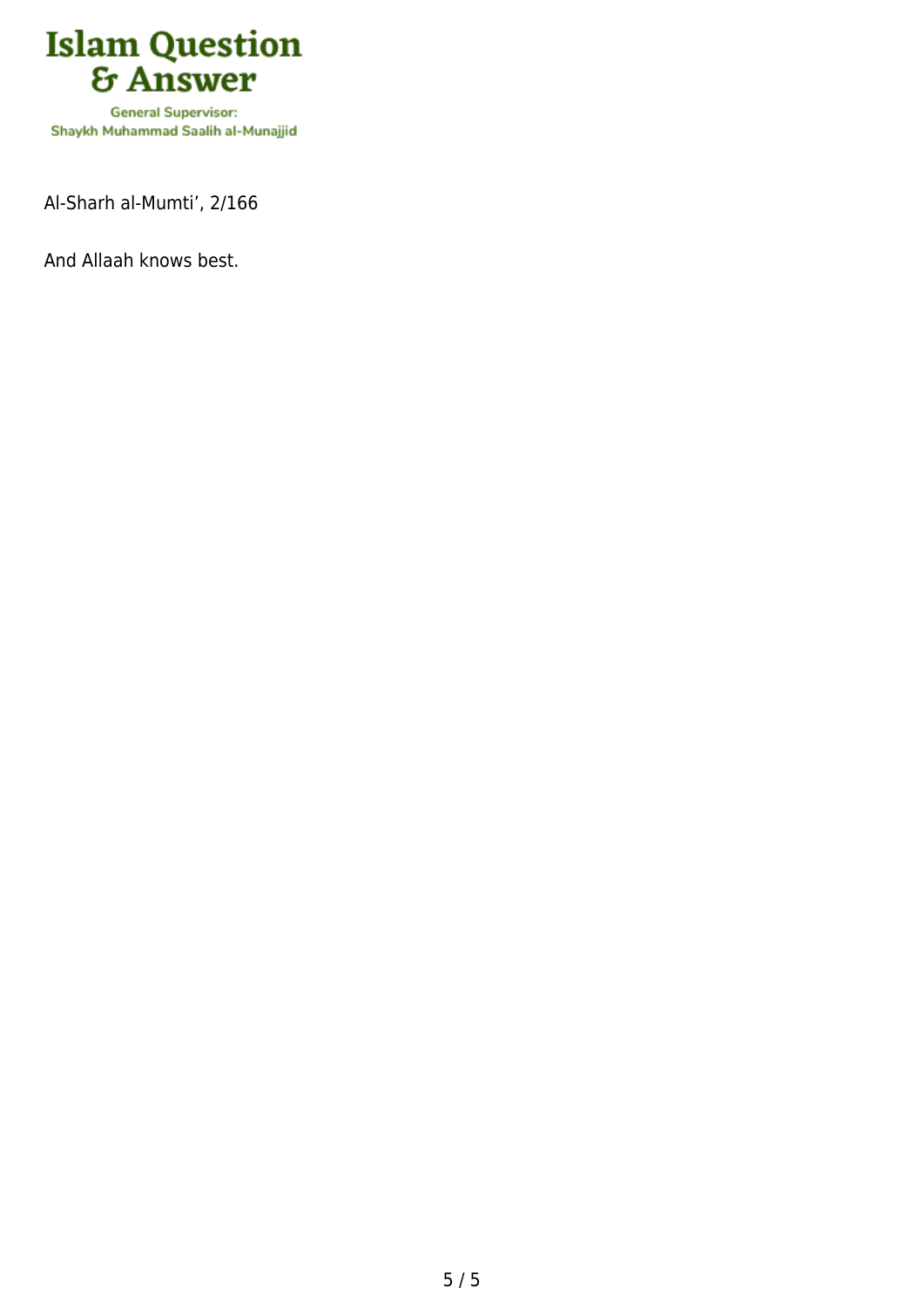Al-Sharh al-Mumti', 2/166

And Allaah knows best.